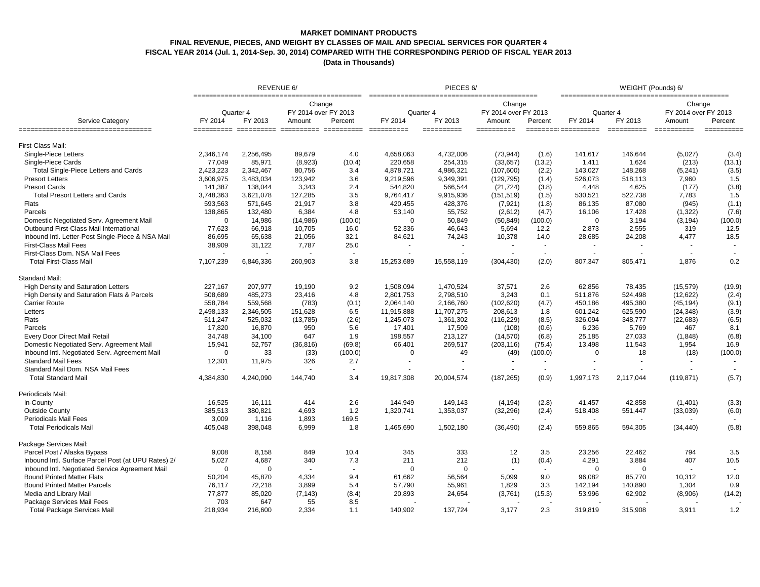**MARKET DOMINANT PRODUCTS**
**FINAL REVENUE, PIECES, AND WEIGHT BY CLASSES OF MAIL AND SPECIAL SERVICES FOR QUARTER 4**
**FISCAL YEAR 2014 (Jul. 1, 2014-Sep. 30, 2014) COMPARED WITH THE CORRESPONDING PERIOD OF FISCAL YEAR 2013**
**(Data in Thousands)**

| Service Category | REVENUE 6/ | | | | PIECES 6/ | | | | WEIGHT (Pounds) 6/ | | | |
|---|---|---|---|---|---|---|---|---|---|---|---|---|
| | Quarter 4 | | Change FY 2014 over FY 2013 | | Quarter 4 | | Change FY 2014 over FY 2013 | | Quarter 4 | | Change FY 2014 over FY 2013 | |
| | FY 2014 | FY 2013 | Amount | Percent | FY 2014 | FY 2013 | Amount | Percent | FY 2014 | FY 2013 | Amount | Percent |
| **First-Class Mail:** | | | | | | | | | | | | |
| Single-Piece Letters | 2,346,174 | 2,256,495 | 89,679 | 4.0 | 4,658,063 | 4,732,006 | (73,944) | (1.6) | 141,617 | 146,644 | (5,027) | (3.4) |
| Single-Piece Cards | 77,049 | 85,971 | (8,923) | (10.4) | 220,658 | 254,315 | (33,657) | (13.2) | 1,411 | 1,624 | (213) | (13.1) |
| Total Single-Piece Letters and Cards | 2,423,223 | 2,342,467 | 80,756 | 3.4 | 4,878,721 | 4,986,321 | (107,600) | (2.2) | 143,027 | 148,268 | (5,241) | (3.5) |
| Presort Letters | 3,606,975 | 3,483,034 | 123,942 | 3.6 | 9,219,596 | 9,349,391 | (129,795) | (1.4) | 526,073 | 518,113 | 7,960 | 1.5 |
| Presort Cards | 141,387 | 138,044 | 3,343 | 2.4 | 544,820 | 566,544 | (21,724) | (3.8) | 4,448 | 4,625 | (177) | (3.8) |
| Total Presort Letters and Cards | 3,748,363 | 3,621,078 | 127,285 | 3.5 | 9,764,417 | 9,915,936 | (151,519) | (1.5) | 530,521 | 522,738 | 7,783 | 1.5 |
| Flats | 593,563 | 571,645 | 21,917 | 3.8 | 420,455 | 428,376 | (7,921) | (1.8) | 86,135 | 87,080 | (945) | (1.1) |
| Parcels | 138,865 | 132,480 | 6,384 | 4.8 | 53,140 | 55,752 | (2,612) | (4.7) | 16,106 | 17,428 | (1,322) | (7.6) |
| Domestic Negotiated Serv. Agreement Mail | 0 | 14,986 | (14,986) | (100.0) | 0 | 50,849 | (50,849) | (100.0) | 0 | 3,194 | (3,194) | (100.0) |
| Outbound First-Class Mail International | 77,623 | 66,918 | 10,705 | 16.0 | 52,336 | 46,643 | 5,694 | 12.2 | 2,873 | 2,555 | 319 | 12.5 |
| Inbound Intl. Letter-Post Single-Piece & NSA Mail | 86,695 | 65,638 | 21,056 | 32.1 | 84,621 | 74,243 | 10,378 | 14.0 | 28,685 | 24,208 | 4,477 | 18.5 |
| First-Class Mail Fees | 38,909 | 31,122 | 7,787 | 25.0 | - | - | - | - | - | - | - | - |
| First-Class Dom. NSA Mail Fees | - | - | - | - | - | - | - | - | - | - | - | - |
| Total First-Class Mail | 7,107,239 | 6,846,336 | 260,903 | 3.8 | 15,253,689 | 15,558,119 | (304,430) | (2.0) | 807,347 | 805,471 | 1,876 | 0.2 |
| **Standard Mail:** | | | | | | | | | | | | |
| High Density and Saturation Letters | 227,167 | 207,977 | 19,190 | 9.2 | 1,508,094 | 1,470,524 | 37,571 | 2.6 | 62,856 | 78,435 | (15,579) | (19.9) |
| High Density and Saturation Flats & Parcels | 508,689 | 485,273 | 23,416 | 4.8 | 2,801,753 | 2,798,510 | 3,243 | 0.1 | 511,876 | 524,498 | (12,622) | (2.4) |
| Carrier Route | 558,784 | 559,568 | (783) | (0.1) | 2,064,140 | 2,166,760 | (102,620) | (4.7) | 450,186 | 495,380 | (45,194) | (9.1) |
| Letters | 2,498,133 | 2,346,505 | 151,628 | 6.5 | 11,915,888 | 11,707,275 | 208,613 | 1.8 | 601,242 | 625,590 | (24,348) | (3.9) |
| Flats | 511,247 | 525,032 | (13,785) | (2.6) | 1,245,073 | 1,361,302 | (116,229) | (8.5) | 326,094 | 348,777 | (22,683) | (6.5) |
| Parcels | 17,820 | 16,870 | 950 | 5.6 | 17,401 | 17,509 | (108) | (0.6) | 6,236 | 5,769 | 467 | 8.1 |
| Every Door Direct Mail Retail | 34,748 | 34,100 | 647 | 1.9 | 198,557 | 213,127 | (14,570) | (6.8) | 25,185 | 27,033 | (1,848) | (6.8) |
| Domestic Negotiated Serv. Agreement Mail | 15,941 | 52,757 | (36,816) | (69.8) | 66,401 | 269,517 | (203,116) | (75.4) | 13,498 | 11,543 | 1,954 | 16.9 |
| Inbound Intl. Negotiated Serv. Agreement Mail | 0 | 33 | (33) | (100.0) | 0 | 49 | (49) | (100.0) | 0 | 18 | (18) | (100.0) |
| Standard Mail Fees | 12,301 | 11,975 | 326 | 2.7 | - | - | - | - | - | - | - | - |
| Standard Mail Dom. NSA Mail Fees | - | - | - | - | - | - | - | - | - | - | - | - |
| Total Standard Mail | 4,384,830 | 4,240,090 | 144,740 | 3.4 | 19,817,308 | 20,004,574 | (187,265) | (0.9) | 1,997,173 | 2,117,044 | (119,871) | (5.7) |
| **Periodicals Mail:** | | | | | | | | | | | | |
| In-County | 16,525 | 16,111 | 414 | 2.6 | 144,949 | 149,143 | (4,194) | (2.8) | 41,457 | 42,858 | (1,401) | (3.3) |
| Outside County | 385,513 | 380,821 | 4,693 | 1.2 | 1,320,741 | 1,353,037 | (32,296) | (2.4) | 518,408 | 551,447 | (33,039) | (6.0) |
| Periodicals Mail Fees | 3,009 | 1,116 | 1,893 | 169.5 | - | - | - | - | - | - | - | - |
| Total Periodicals Mail | 405,048 | 398,048 | 6,999 | 1.8 | 1,465,690 | 1,502,180 | (36,490) | (2.4) | 559,865 | 594,305 | (34,440) | (5.8) |
| **Package Services Mail:** | | | | | | | | | | | | |
| Parcel Post / Alaska Bypass | 9,008 | 8,158 | 849 | 10.4 | 345 | 333 | 12 | 3.5 | 23,256 | 22,462 | 794 | 3.5 |
| Inbound Intl. Surface Parcel Post (at UPU Rates) 2/ | 5,027 | 4,687 | 340 | 7.3 | 211 | 212 | (1) | (0.4) | 4,291 | 3,884 | 407 | 10.5 |
| Inbound Intl. Negotiated Service Agreement Mail | 0 | 0 | - | - | 0 | 0 | - | - | 0 | 0 | - | - |
| Bound Printed Matter Flats | 50,204 | 45,870 | 4,334 | 9.4 | 61,662 | 56,564 | 5,099 | 9.0 | 96,082 | 85,770 | 10,312 | 12.0 |
| Bound Printed Matter Parcels | 76,117 | 72,218 | 3,899 | 5.4 | 57,790 | 55,961 | 1,829 | 3.3 | 142,194 | 140,890 | 1,304 | 0.9 |
| Media and Library Mail | 77,877 | 85,020 | (7,143) | (8.4) | 20,893 | 24,654 | (3,761) | (15.3) | 53,996 | 62,902 | (8,906) | (14.2) |
| Package Services Mail Fees | 703 | 647 | 55 | 8.5 | - | - | - | - | - | - | - | - |
| Total Package Services Mail | 218,934 | 216,600 | 2,334 | 1.1 | 140,902 | 137,724 | 3,177 | 2.3 | 319,819 | 315,908 | 3,911 | 1.2 |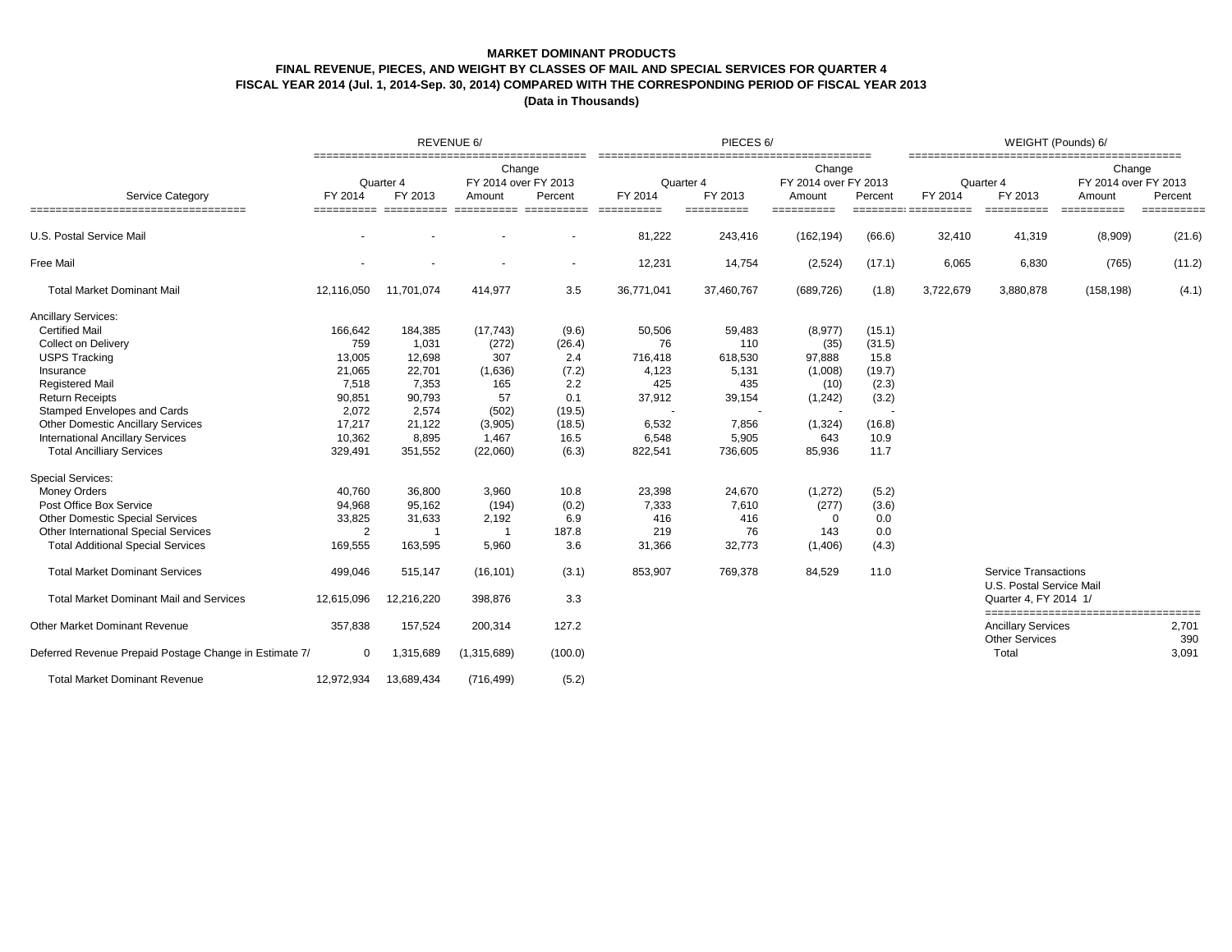**MARKET DOMINANT PRODUCTS**
**FINAL REVENUE, PIECES, AND WEIGHT BY CLASSES OF MAIL AND SPECIAL SERVICES FOR QUARTER 4**
**FISCAL YEAR 2014 (Jul. 1, 2014-Sep. 30, 2014) COMPARED WITH THE CORRESPONDING PERIOD OF FISCAL YEAR 2013**
**(Data in Thousands)**

| Service Category | REVENUE 6/ | | | | PIECES 6/ | | | | WEIGHT (Pounds) 6/ | | | |
|---|---|---|---|---|---|---|---|---|---|---|---|---|
| | Quarter 4 | | Change FY 2014 over FY 2013 | | Quarter 4 | | Change FY 2014 over FY 2013 | | Quarter 4 | | Change FY 2014 over FY 2013 | |
| | FY 2014 | FY 2013 | Amount | Percent | FY 2014 | FY 2013 | Amount | Percent | FY 2014 | FY 2013 | Amount | Percent |
| U.S. Postal Service Mail | - | - | - | - | 81,222 | 243,416 | (162,194) | (66.6) | 32,410 | 41,319 | (8,909) | (21.6) |
| Free Mail | - | - | - | - | 12,231 | 14,754 | (2,524) | (17.1) | 6,065 | 6,830 | (765) | (11.2) |
| Total Market Dominant Mail | 12,116,050 | 11,701,074 | 414,977 | 3.5 | 36,771,041 | 37,460,767 | (689,726) | (1.8) | 3,722,679 | 3,880,878 | (158,198) | (4.1) |
| Ancillary Services: | | | | | | | | | | | | |
| Certified Mail | 166,642 | 184,385 | (17,743) | (9.6) | 50,506 | 59,483 | (8,977) | (15.1) | | | | |
| Collect on Delivery | 759 | 1,031 | (272) | (26.4) | 76 | 110 | (35) | (31.5) | | | | |
| USPS Tracking | 13,005 | 12,698 | 307 | 2.4 | 716,418 | 618,530 | 97,888 | 15.8 | | | | |
| Insurance | 21,065 | 22,701 | (1,636) | (7.2) | 4,123 | 5,131 | (1,008) | (19.7) | | | | |
| Registered Mail | 7,518 | 7,353 | 165 | 2.2 | 425 | 435 | (10) | (2.3) | | | | |
| Return Receipts | 90,851 | 90,793 | 57 | 0.1 | 37,912 | 39,154 | (1,242) | (3.2) | | | | |
| Stamped Envelopes and Cards | 2,072 | 2,574 | (502) | (19.5) | - | - | - | - | | | | |
| Other Domestic Ancillary Services | 17,217 | 21,122 | (3,905) | (18.5) | 6,532 | 7,856 | (1,324) | (16.8) | | | | |
| International Ancillary Services | 10,362 | 8,895 | 1,467 | 16.5 | 6,548 | 5,905 | 643 | 10.9 | | | | |
| Total Ancilliary Services | 329,491 | 351,552 | (22,060) | (6.3) | 822,541 | 736,605 | 85,936 | 11.7 | | | | |
| Special Services: | | | | | | | | | | | | |
| Money Orders | 40,760 | 36,800 | 3,960 | 10.8 | 23,398 | 24,670 | (1,272) | (5.2) | | | | |
| Post Office Box Service | 94,968 | 95,162 | (194) | (0.2) | 7,333 | 7,610 | (277) | (3.6) | | | | |
| Other Domestic Special Services | 33,825 | 31,633 | 2,192 | 6.9 | 416 | 416 | 0 | 0.0 | | | | |
| Other International Special Services | 2 | 1 | 1 | 187.8 | 219 | 76 | 143 | 0.0 | | | | |
| Total Additional Special Services | 169,555 | 163,595 | 5,960 | 3.6 | 31,366 | 32,773 | (1,406) | (4.3) | | | | |
| Total Market Dominant Services | 499,046 | 515,147 | (16,101) | (3.1) | 853,907 | 769,378 | 84,529 | 11.0 | | | | |
| Total Market Dominant Mail and Services | 12,615,096 | 12,216,220 | 398,876 | 3.3 | | | | | | | | |
| Other Market Dominant Revenue | 357,838 | 157,524 | 200,314 | 127.2 | | | | | | | | |
| Deferred Revenue Prepaid Postage Change in Estimate 7/ | 0 | 1,315,689 | (1,315,689) | (100.0) | | | | | | | | |
| Total Market Dominant Revenue | 12,972,934 | 13,689,434 | (716,499) | (5.2) | | | | | | | | |

| Service Transactions U.S. Postal Service Mail Quarter 4, FY 2014 1/ | |
|---|---|
| Ancillary Services | 2,701 |
| Other Services | 390 |
| Total | 3,091 |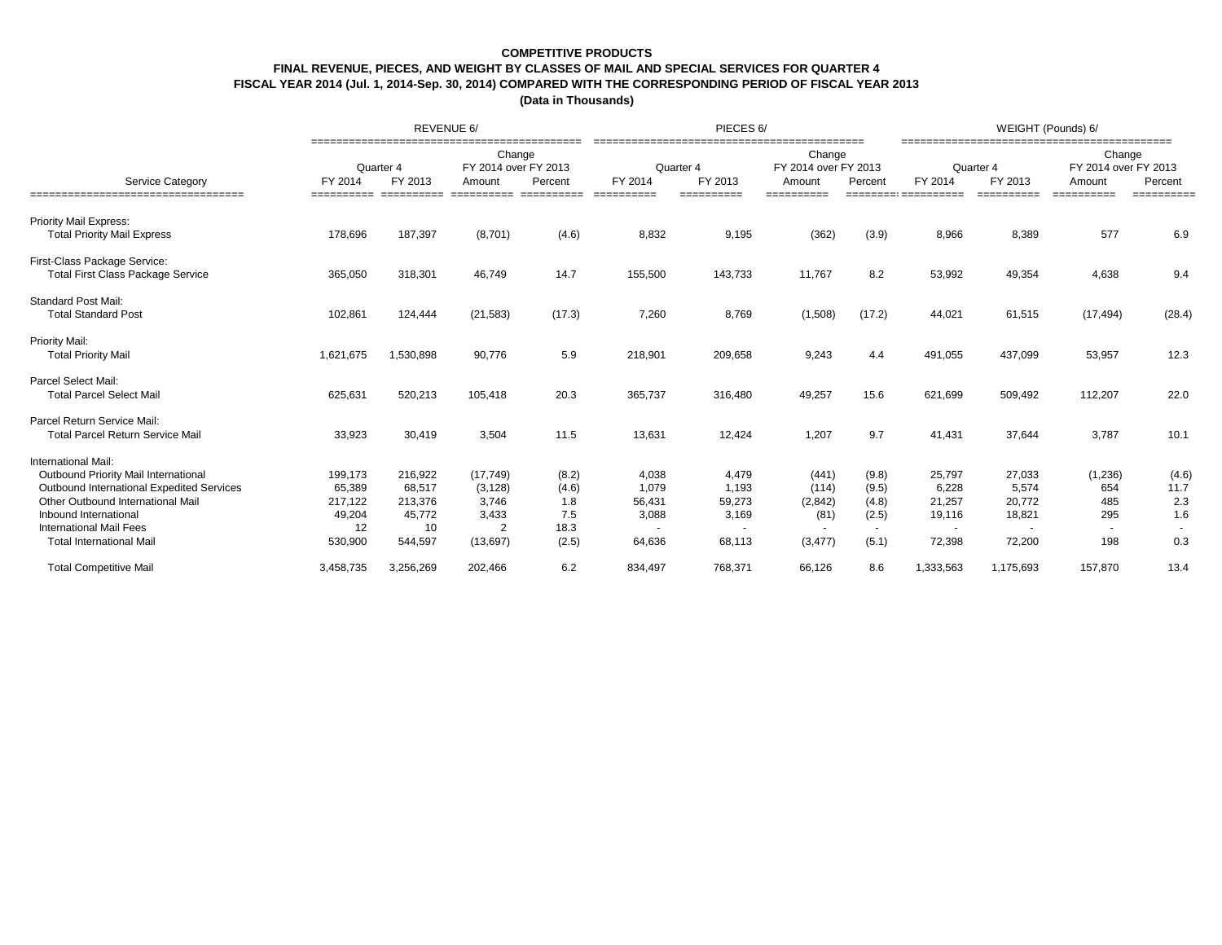**COMPETITIVE PRODUCTS**

**FINAL REVENUE, PIECES, AND WEIGHT BY CLASSES OF MAIL AND SPECIAL SERVICES FOR QUARTER 4**

**FISCAL YEAR 2014 (Jul. 1, 2014-Sep. 30, 2014) COMPARED WITH THE CORRESPONDING PERIOD OF FISCAL YEAR 2013**

**(Data in Thousands)**

| | REVENUE 6/ | | | | PIECES 6/ | | | | WEIGHT (Pounds) 6/ | | | |
|---|---|---|---|---|---|---|---|---|---|---|---|---|
| | Quarter 4 | | Change FY 2014 over FY 2013 | | Quarter 4 | | Change FY 2014 over FY 2013 | | Quarter 4 | | Change FY 2014 over FY 2013 | |
| Service Category | FY 2014 | FY 2013 | Amount | Percent | FY 2014 | FY 2013 | Amount | Percent | FY 2014 | FY 2013 | Amount | Percent |
| Priority Mail Express: | | | | | | | | | | | | |
| Total Priority Mail Express | 178,696 | 187,397 | (8,701) | (4.6) | 8,832 | 9,195 | (362) | (3.9) | 8,966 | 8,389 | 577 | 6.9 |
| First-Class Package Service: | | | | | | | | | | | | |
| Total First Class Package Service | 365,050 | 318,301 | 46,749 | 14.7 | 155,500 | 143,733 | 11,767 | 8.2 | 53,992 | 49,354 | 4,638 | 9.4 |
| Standard Post Mail: | | | | | | | | | | | | |
| Total Standard Post | 102,861 | 124,444 | (21,583) | (17.3) | 7,260 | 8,769 | (1,508) | (17.2) | 44,021 | 61,515 | (17,494) | (28.4) |
| Priority Mail: | | | | | | | | | | | | |
| Total Priority Mail | 1,621,675 | 1,530,898 | 90,776 | 5.9 | 218,901 | 209,658 | 9,243 | 4.4 | 491,055 | 437,099 | 53,957 | 12.3 |
| Parcel Select Mail: | | | | | | | | | | | | |
| Total Parcel Select Mail | 625,631 | 520,213 | 105,418 | 20.3 | 365,737 | 316,480 | 49,257 | 15.6 | 621,699 | 509,492 | 112,207 | 22.0 |
| Parcel Return Service Mail: | | | | | | | | | | | | |
| Total Parcel Return Service Mail | 33,923 | 30,419 | 3,504 | 11.5 | 13,631 | 12,424 | 1,207 | 9.7 | 41,431 | 37,644 | 3,787 | 10.1 |
| International Mail: | | | | | | | | | | | | |
| Outbound Priority Mail International | 199,173 | 216,922 | (17,749) | (8.2) | 4,038 | 4,479 | (441) | (9.8) | 25,797 | 27,033 | (1,236) | (4.6) |
| Outbound International Expedited Services | 65,389 | 68,517 | (3,128) | (4.6) | 1,079 | 1,193 | (114) | (9.5) | 6,228 | 5,574 | 654 | 11.7 |
| Other Outbound International Mail | 217,122 | 213,376 | 3,746 | 1.8 | 56,431 | 59,273 | (2,842) | (4.8) | 21,257 | 20,772 | 485 | 2.3 |
| Inbound International | 49,204 | 45,772 | 3,433 | 7.5 | 3,088 | 3,169 | (81) | (2.5) | 19,116 | 18,821 | 295 | 1.6 |
| International Mail Fees | 12 | 10 | 2 | 18.3 | - | - | - | - | - | - | - | - |
| Total International Mail | 530,900 | 544,597 | (13,697) | (2.5) | 64,636 | 68,113 | (3,477) | (5.1) | 72,398 | 72,200 | 198 | 0.3 |
| Total Competitive Mail | 3,458,735 | 3,256,269 | 202,466 | 6.2 | 834,497 | 768,371 | 66,126 | 8.6 | 1,333,563 | 1,175,693 | 157,870 | 13.4 |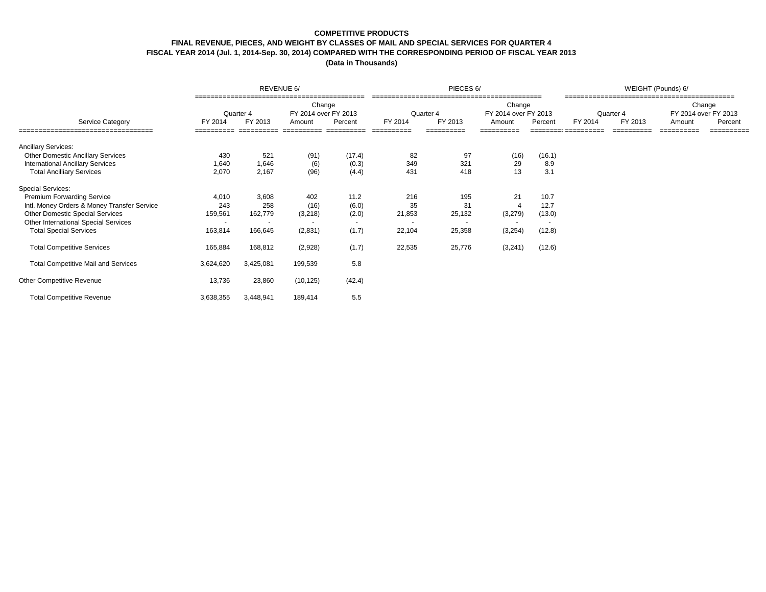**COMPETITIVE PRODUCTS**
**FINAL REVENUE, PIECES, AND WEIGHT BY CLASSES OF MAIL AND SPECIAL SERVICES FOR QUARTER 4**
**FISCAL YEAR 2014 (Jul. 1, 2014-Sep. 30, 2014) COMPARED WITH THE CORRESPONDING PERIOD OF FISCAL YEAR 2013**
**(Data in Thousands)**

| Service Category | REVENUE 6/ | | | | PIECES 6/ | | | | WEIGHT (Pounds) 6/ | | | |
|---|---|---|---|---|---|---|---|---|---|---|---|---|
| | Quarter 4 | | Change FY 2014 over FY 2013 | | Quarter 4 | | Change FY 2014 over FY 2013 | | Quarter 4 | | Change FY 2014 over FY 2013 | |
| | FY 2014 | FY 2013 | Amount | Percent | FY 2014 | FY 2013 | Amount | Percent | FY 2014 | FY 2013 | Amount | Percent |
| Ancillary Services: | | | | | | | | | | | | |
| Other Domestic Ancillary Services | 430 | 521 | (91) | (17.4) | 82 | 97 | (16) | (16.1) | | | | |
| International Ancillary Services | 1,640 | 1,646 | (6) | (0.3) | 349 | 321 | 29 | 8.9 | | | | |
| Total Ancilliary Services | 2,070 | 2,167 | (96) | (4.4) | 431 | 418 | 13 | 3.1 | | | | |
| Special Services: | | | | | | | | | | | | |
| Premium Forwarding Service | 4,010 | 3,608 | 402 | 11.2 | 216 | 195 | 21 | 10.7 | | | | |
| Intl. Money Orders & Money Transfer Service | 243 | 258 | (16) | (6.0) | 35 | 31 | 4 | 12.7 | | | | |
| Other Domestic Special Services | 159,561 | 162,779 | (3,218) | (2.0) | 21,853 | 25,132 | (3,279) | (13.0) | | | | |
| Other International Special Services | - | - | - | - | - | - | - | - | | | | |
| Total Special Services | 163,814 | 166,645 | (2,831) | (1.7) | 22,104 | 25,358 | (3,254) | (12.8) | | | | |
| Total Competitive Services | 165,884 | 168,812 | (2,928) | (1.7) | 22,535 | 25,776 | (3,241) | (12.6) | | | | |
| Total Competitive Mail and Services | 3,624,620 | 3,425,081 | 199,539 | 5.8 | | | | | | | | |
| Other Competitive Revenue | 13,736 | 23,860 | (10,125) | (42.4) | | | | | | | | |
| Total Competitive Revenue | 3,638,355 | 3,448,941 | 189,414 | 5.5 | | | | | | | | |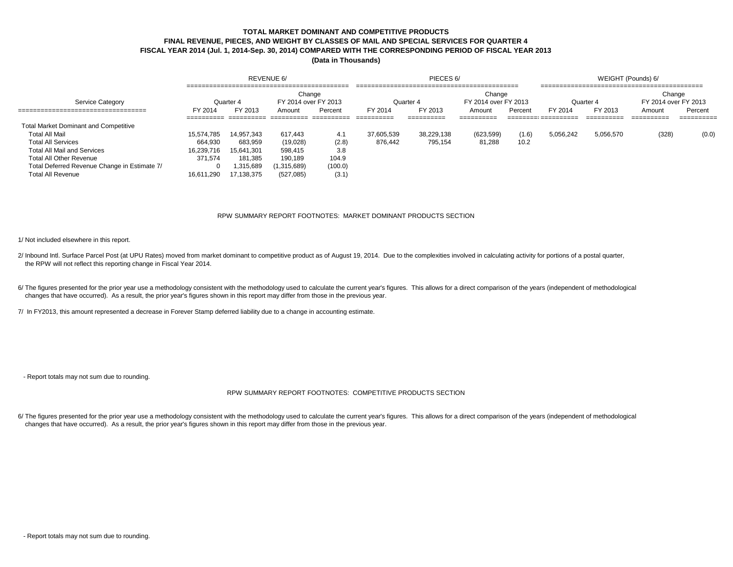**TOTAL MARKET DOMINANT AND COMPETITIVE PRODUCTS**
**FINAL REVENUE, PIECES, AND WEIGHT BY CLASSES OF MAIL AND SPECIAL SERVICES FOR QUARTER 4**
**FISCAL YEAR 2014 (Jul. 1, 2014-Sep. 30, 2014) COMPARED WITH THE CORRESPONDING PERIOD OF FISCAL YEAR 2013**
**(Data in Thousands)**

| Service Category | REVENUE 6/ | | | | PIECES 6/ | | | | WEIGHT (Pounds) 6/ | | | |
|---|---|---|---|---|---|---|---|---|---|---|---|---|
| | Quarter 4 | | Change FY 2014 over FY 2013 | | Quarter 4 | | Change FY 2014 over FY 2013 | | Quarter 4 | | Change FY 2014 over FY 2013 | |
| | FY 2014 | FY 2013 | Amount | Percent | FY 2014 | FY 2013 | Amount | Percent | FY 2014 | FY 2013 | Amount | Percent |
| Total Market Dominant and Competitive | | | | | | | | | | | | |
| Total All Mail | 15,574,785 | 14,957,343 | 617,443 | 4.1 | 37,605,539 | 38,229,138 | (623,599) | (1.6) | 5,056,242 | 5,056,570 | (328) | (0.0) |
| Total All Services | 664,930 | 683,959 | (19,028) | (2.8) | 876,442 | 795,154 | 81,288 | 10.2 | | | | |
| Total All Mail and Services | 16,239,716 | 15,641,301 | 598,415 | 3.8 | | | | | | | | |
| Total All Other Revenue | 371,574 | 181,385 | 190,189 | 104.9 | | | | | | | | |
| Total Deferred Revenue Change in Estimate 7/ | 0 | 1,315,689 | (1,315,689) | (100.0) | | | | | | | | |
| Total All Revenue | 16,611,290 | 17,138,375 | (527,085) | (3.1) | | | | | | | | |

RPW SUMMARY REPORT FOOTNOTES: MARKET DOMINANT PRODUCTS SECTION

1/ Not included elsewhere in this report.

2/ Inbound Intl. Surface Parcel Post (at UPU Rates) moved from market dominant to competitive product as of August 19, 2014. Due to the complexities involved in calculating activity for portions of a postal quarter, the RPW will not reflect this reporting change in Fiscal Year 2014.

6/ The figures presented for the prior year use a methodology consistent with the methodology used to calculate the current year's figures. This allows for a direct comparison of the years (independent of methodological changes that have occurred). As a result, the prior year's figures shown in this report may differ from those in the previous year.

7/ In FY2013, this amount represented a decrease in Forever Stamp deferred liability due to a change in accounting estimate.

- Report totals may not sum due to rounding.

RPW SUMMARY REPORT FOOTNOTES: COMPETITIVE PRODUCTS SECTION

6/ The figures presented for the prior year use a methodology consistent with the methodology used to calculate the current year's figures. This allows for a direct comparison of the years (independent of methodological changes that have occurred). As a result, the prior year's figures shown in this report may differ from those in the previous year.

- Report totals may not sum due to rounding.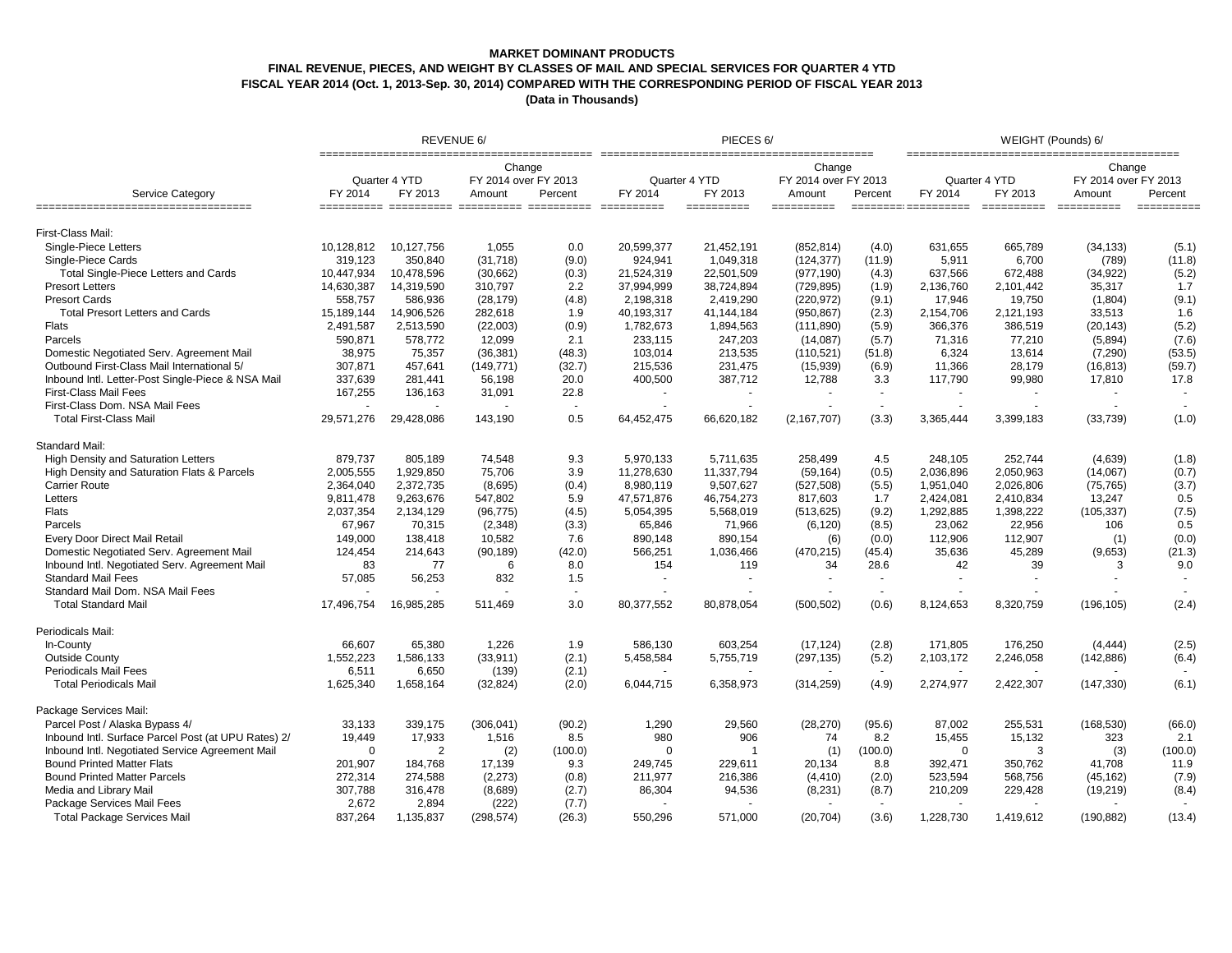**MARKET DOMINANT PRODUCTS**

**FINAL REVENUE, PIECES, AND WEIGHT BY CLASSES OF MAIL AND SPECIAL SERVICES FOR QUARTER 4 YTD**

**FISCAL YEAR 2014 (Oct. 1, 2013-Sep. 30, 2014) COMPARED WITH THE CORRESPONDING PERIOD OF FISCAL YEAR 2013**

**(Data in Thousands)**

| Service Category | REVENUE 6/ | | | | PIECES 6/ | | | | WEIGHT (Pounds) 6/ | | | |
|---|---|---|---|---|---|---|---|---|---|---|---|---|
| | Quarter 4 YTD | | Change FY 2014 over FY 2013 | | Quarter 4 YTD | | Change FY 2014 over FY 2013 | | Quarter 4 YTD | | Change FY 2014 over FY 2013 | |
| | FY 2014 | FY 2013 | Amount | Percent | FY 2014 | FY 2013 | Amount | Percent | FY 2014 | FY 2013 | Amount | Percent |
| **First-Class Mail:** | | | | | | | | | | | | |
| Single-Piece Letters | 10,128,812 | 10,127,756 | 1,055 | 0.0 | 20,599,377 | 21,452,191 | (852,814) | (4.0) | 631,655 | 665,789 | (34,133) | (5.1) |
| Single-Piece Cards | 319,123 | 350,840 | (31,718) | (9.0) | 924,941 | 1,049,318 | (124,377) | (11.9) | 5,911 | 6,700 | (789) | (11.8) |
| Total Single-Piece Letters and Cards | 10,447,934 | 10,478,596 | (30,662) | (0.3) | 21,524,319 | 22,501,509 | (977,190) | (4.3) | 637,566 | 672,488 | (34,922) | (5.2) |
| Presort Letters | 14,630,387 | 14,319,590 | 310,797 | 2.2 | 37,994,999 | 38,724,894 | (729,895) | (1.9) | 2,136,760 | 2,101,442 | 35,317 | 1.7 |
| Presort Cards | 558,757 | 586,936 | (28,179) | (4.8) | 2,198,318 | 2,419,290 | (220,972) | (9.1) | 17,946 | 19,750 | (1,804) | (9.1) |
| Total Presort Letters and Cards | 15,189,144 | 14,906,526 | 282,618 | 1.9 | 40,193,317 | 41,144,184 | (950,867) | (2.3) | 2,154,706 | 2,121,193 | 33,513 | 1.6 |
| Flats | 2,491,587 | 2,513,590 | (22,003) | (0.9) | 1,782,673 | 1,894,563 | (111,890) | (5.9) | 366,376 | 386,519 | (20,143) | (5.2) |
| Parcels | 590,871 | 578,772 | 12,099 | 2.1 | 233,115 | 247,203 | (14,087) | (5.7) | 71,316 | 77,210 | (5,894) | (7.6) |
| Domestic Negotiated Serv. Agreement Mail | 38,975 | 75,357 | (36,381) | (48.3) | 103,014 | 213,535 | (110,521) | (51.8) | 6,324 | 13,614 | (7,290) | (53.5) |
| Outbound First-Class Mail International 5/ | 307,871 | 457,641 | (149,771) | (32.7) | 215,536 | 231,475 | (15,939) | (6.9) | 11,366 | 28,179 | (16,813) | (59.7) |
| Inbound Intl. Letter-Post Single-Piece & NSA Mail | 337,639 | 281,441 | 56,198 | 20.0 | 400,500 | 387,712 | 12,788 | 3.3 | 117,790 | 99,980 | 17,810 | 17.8 |
| First-Class Mail Fees | 167,255 | 136,163 | 31,091 | 22.8 | - | - | - | - | - | - | - | - |
| First-Class Dom. NSA Mail Fees | - | - | - | - | - | - | - | - | - | - | - | - |
| Total First-Class Mail | 29,571,276 | 29,428,086 | 143,190 | 0.5 | 64,452,475 | 66,620,182 | (2,167,707) | (3.3) | 3,365,444 | 3,399,183 | (33,739) | (1.0) |
| **Standard Mail:** | | | | | | | | | | | | |
| High Density and Saturation Letters | 879,737 | 805,189 | 74,548 | 9.3 | 5,970,133 | 5,711,635 | 258,499 | 4.5 | 248,105 | 252,744 | (4,639) | (1.8) |
| High Density and Saturation Flats & Parcels | 2,005,555 | 1,929,850 | 75,706 | 3.9 | 11,278,630 | 11,337,794 | (59,164) | (0.5) | 2,036,896 | 2,050,963 | (14,067) | (0.7) |
| Carrier Route | 2,364,040 | 2,372,735 | (8,695) | (0.4) | 8,980,119 | 9,507,627 | (527,508) | (5.5) | 1,951,040 | 2,026,806 | (75,765) | (3.7) |
| Letters | 9,811,478 | 9,263,676 | 547,802 | 5.9 | 47,571,876 | 46,754,273 | 817,603 | 1.7 | 2,424,081 | 2,410,834 | 13,247 | 0.5 |
| Flats | 2,037,354 | 2,134,129 | (96,775) | (4.5) | 5,054,395 | 5,568,019 | (513,625) | (9.2) | 1,292,885 | 1,398,222 | (105,337) | (7.5) |
| Parcels | 67,967 | 70,315 | (2,348) | (3.3) | 65,846 | 71,966 | (6,120) | (8.5) | 23,062 | 22,956 | 106 | 0.5 |
| Every Door Direct Mail Retail | 149,000 | 138,418 | 10,582 | 7.6 | 890,148 | 890,154 | (6) | (0.0) | 112,906 | 112,907 | (1) | (0.0) |
| Domestic Negotiated Serv. Agreement Mail | 124,454 | 214,643 | (90,189) | (42.0) | 566,251 | 1,036,466 | (470,215) | (45.4) | 35,636 | 45,289 | (9,653) | (21.3) |
| Inbound Intl. Negotiated Serv. Agreement Mail | 83 | 77 | 6 | 8.0 | 154 | 119 | 34 | 28.6 | 42 | 39 | 3 | 9.0 |
| Standard Mail Fees | 57,085 | 56,253 | 832 | 1.5 | - | - | - | - | - | - | - | - |
| Standard Mail Dom. NSA Mail Fees | - | - | - | - | - | - | - | - | - | - | - | - |
| Total Standard Mail | 17,496,754 | 16,985,285 | 511,469 | 3.0 | 80,377,552 | 80,878,054 | (500,502) | (0.6) | 8,124,653 | 8,320,759 | (196,105) | (2.4) |
| **Periodicals Mail:** | | | | | | | | | | | | |
| In-County | 66,607 | 65,380 | 1,226 | 1.9 | 586,130 | 603,254 | (17,124) | (2.8) | 171,805 | 176,250 | (4,444) | (2.5) |
| Outside County | 1,552,223 | 1,586,133 | (33,911) | (2.1) | 5,458,584 | 5,755,719 | (297,135) | (5.2) | 2,103,172 | 2,246,058 | (142,886) | (6.4) |
| Periodicals Mail Fees | 6,511 | 6,650 | (139) | (2.1) | - | - | - | - | - | - | - | - |
| Total Periodicals Mail | 1,625,340 | 1,658,164 | (32,824) | (2.0) | 6,044,715 | 6,358,973 | (314,259) | (4.9) | 2,274,977 | 2,422,307 | (147,330) | (6.1) |
| **Package Services Mail:** | | | | | | | | | | | | |
| Parcel Post / Alaska Bypass 4/ | 33,133 | 339,175 | (306,041) | (90.2) | 1,290 | 29,560 | (28,270) | (95.6) | 87,002 | 255,531 | (168,530) | (66.0) |
| Inbound Intl. Surface Parcel Post (at UPU Rates) 2/ | 19,449 | 17,933 | 1,516 | 8.5 | 980 | 906 | 74 | 8.2 | 15,455 | 15,132 | 323 | 2.1 |
| Inbound Intl. Negotiated Service Agreement Mail | 0 | 2 | (2) | (100.0) | 0 | 1 | (1) | (100.0) | 0 | 3 | (3) | (100.0) |
| Bound Printed Matter Flats | 201,907 | 184,768 | 17,139 | 9.3 | 249,745 | 229,611 | 20,134 | 8.8 | 392,471 | 350,762 | 41,708 | 11.9 |
| Bound Printed Matter Parcels | 272,314 | 274,588 | (2,273) | (0.8) | 211,977 | 216,386 | (4,410) | (2.0) | 523,594 | 568,756 | (45,162) | (7.9) |
| Media and Library Mail | 307,788 | 316,478 | (8,689) | (2.7) | 86,304 | 94,536 | (8,231) | (8.7) | 210,209 | 229,428 | (19,219) | (8.4) |
| Package Services Mail Fees | 2,672 | 2,894 | (222) | (7.7) | - | - | - | - | - | - | - | - |
| Total Package Services Mail | 837,264 | 1,135,837 | (298,574) | (26.3) | 550,296 | 571,000 | (20,704) | (3.6) | 1,228,730 | 1,419,612 | (190,882) | (13.4) |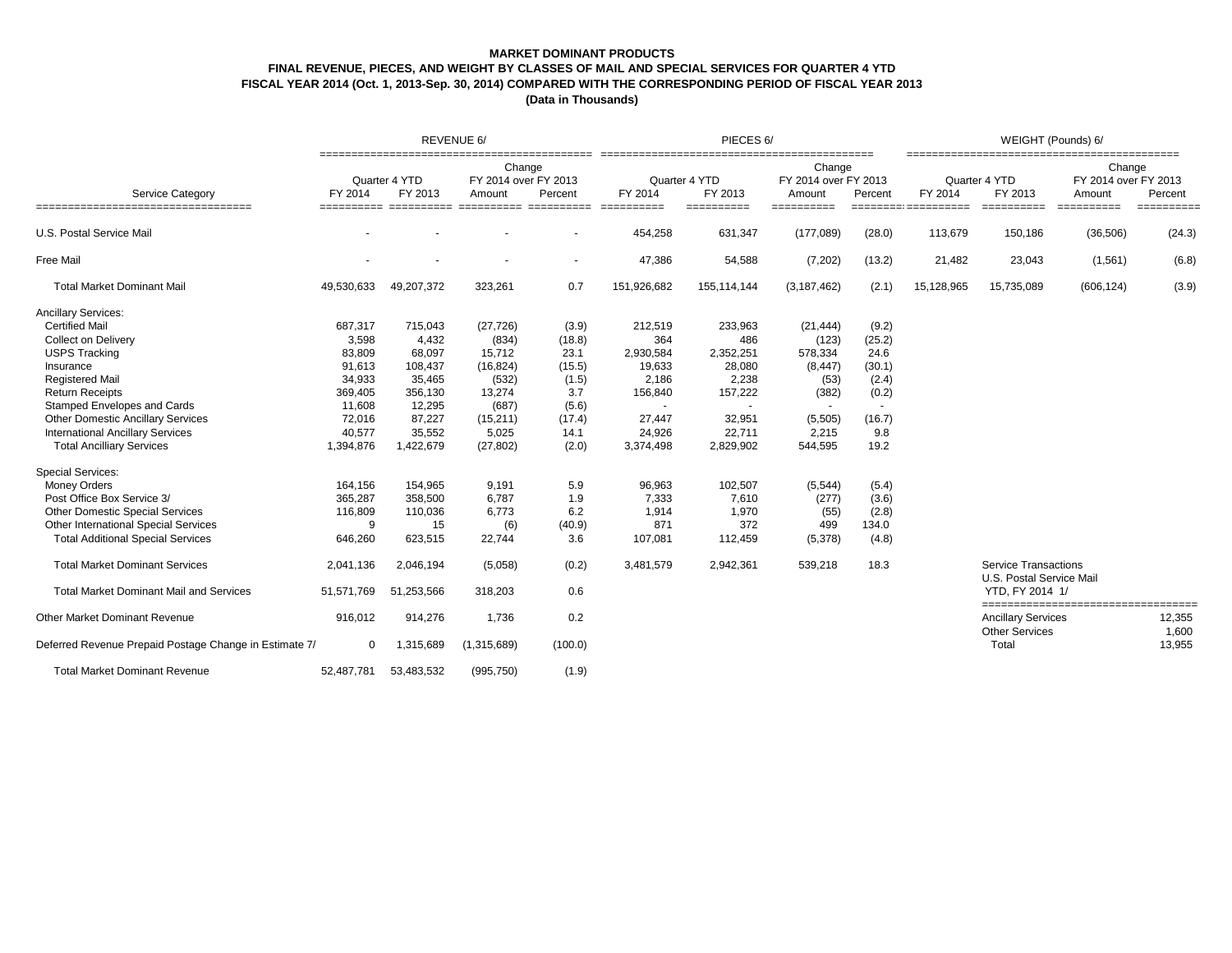**MARKET DOMINANT PRODUCTS**
**FINAL REVENUE, PIECES, AND WEIGHT BY CLASSES OF MAIL AND SPECIAL SERVICES FOR QUARTER 4 YTD**
**FISCAL YEAR 2014 (Oct. 1, 2013-Sep. 30, 2014) COMPARED WITH THE CORRESPONDING PERIOD OF FISCAL YEAR 2013**
**(Data in Thousands)**

| | REVENUE 6/ | | | | PIECES 6/ | | | | WEIGHT (Pounds) 6/ | | | |
|---|---|---|---|---|---|---|---|---|---|---|---|---|
| | Quarter 4 YTD | | Change FY 2014 over FY 2013 | | Quarter 4 YTD | | Change FY 2014 over FY 2013 | | Quarter 4 YTD | | Change FY 2014 over FY 2013 | |
| Service Category | FY 2014 | FY 2013 | Amount | Percent | FY 2014 | FY 2013 | Amount | Percent | FY 2014 | FY 2013 | Amount | Percent |
| U.S. Postal Service Mail | - | - | - | - | 454,258 | 631,347 | (177,089) | (28.0) | 113,679 | 150,186 | (36,506) | (24.3) |
| Free Mail | - | - | - | - | 47,386 | 54,588 | (7,202) | (13.2) | 21,482 | 23,043 | (1,561) | (6.8) |
| Total Market Dominant Mail | 49,530,633 | 49,207,372 | 323,261 | 0.7 | 151,926,682 | 155,114,144 | (3,187,462) | (2.1) | 15,128,965 | 15,735,089 | (606,124) | (3.9) |
| Ancillary Services: | | | | | | | | | | | | |
| Certified Mail | 687,317 | 715,043 | (27,726) | (3.9) | 212,519 | 233,963 | (21,444) | (9.2) | | | | |
| Collect on Delivery | 3,598 | 4,432 | (834) | (18.8) | 364 | 486 | (123) | (25.2) | | | | |
| USPS Tracking | 83,809 | 68,097 | 15,712 | 23.1 | 2,930,584 | 2,352,251 | 578,334 | 24.6 | | | | |
| Insurance | 91,613 | 108,437 | (16,824) | (15.5) | 19,633 | 28,080 | (8,447) | (30.1) | | | | |
| Registered Mail | 34,933 | 35,465 | (532) | (1.5) | 2,186 | 2,238 | (53) | (2.4) | | | | |
| Return Receipts | 369,405 | 356,130 | 13,274 | 3.7 | 156,840 | 157,222 | (382) | (0.2) | | | | |
| Stamped Envelopes and Cards | 11,608 | 12,295 | (687) | (5.6) | - | - | - | - | | | | |
| Other Domestic Ancillary Services | 72,016 | 87,227 | (15,211) | (17.4) | 27,447 | 32,951 | (5,505) | (16.7) | | | | |
| International Ancillary Services | 40,577 | 35,552 | 5,025 | 14.1 | 24,926 | 22,711 | 2,215 | 9.8 | | | | |
| Total Ancilliary Services | 1,394,876 | 1,422,679 | (27,802) | (2.0) | 3,374,498 | 2,829,902 | 544,595 | 19.2 | | | | |
| Special Services: | | | | | | | | | | | | |
| Money Orders | 164,156 | 154,965 | 9,191 | 5.9 | 96,963 | 102,507 | (5,544) | (5.4) | | | | |
| Post Office Box Service 3/ | 365,287 | 358,500 | 6,787 | 1.9 | 7,333 | 7,610 | (277) | (3.6) | | | | |
| Other Domestic Special Services | 116,809 | 110,036 | 6,773 | 6.2 | 1,914 | 1,970 | (55) | (2.8) | | | | |
| Other International Special Services | 9 | 15 | (6) | (40.9) | 871 | 372 | 499 | 134.0 | | | | |
| Total Additional Special Services | 646,260 | 623,515 | 22,744 | 3.6 | 107,081 | 112,459 | (5,378) | (4.8) | | | | |
| Total Market Dominant Services | 2,041,136 | 2,046,194 | (5,058) | (0.2) | 3,481,579 | 2,942,361 | 539,218 | 18.3 | | | | |
| Total Market Dominant Mail and Services | 51,571,769 | 51,253,566 | 318,203 | 0.6 | | | | | | | | |
| Other Market Dominant Revenue | 916,012 | 914,276 | 1,736 | 0.2 | | | | | | | | |
| Deferred Revenue Prepaid Postage Change in Estimate 7/ | 0 | 1,315,689 | (1,315,689) | (100.0) | | | | | | | | |
| Total Market Dominant Revenue | 52,487,781 | 53,483,532 | (995,750) | (1.9) | | | | | | | | |

| Service Transactions U.S. Postal Service Mail YTD, FY 2014 1/ | |
|---|---|
| Ancillary Services | 12,355 |
| Other Services | 1,600 |
| Total | 13,955 |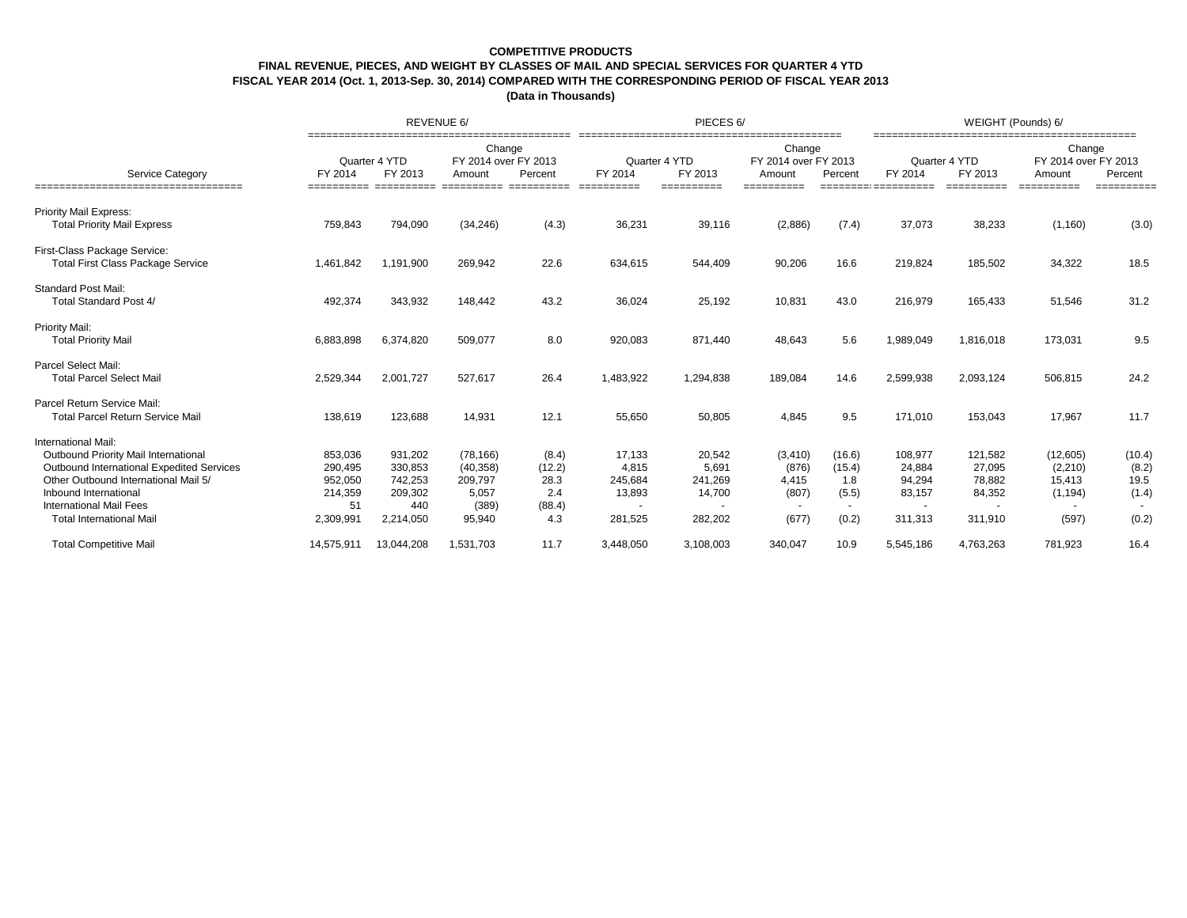**COMPETITIVE PRODUCTS**

**FINAL REVENUE, PIECES, AND WEIGHT BY CLASSES OF MAIL AND SPECIAL SERVICES FOR QUARTER 4 YTD**

**FISCAL YEAR 2014 (Oct. 1, 2013-Sep. 30, 2014) COMPARED WITH THE CORRESPONDING PERIOD OF FISCAL YEAR 2013**

**(Data in Thousands)**

| | REVENUE 6/ | | | | PIECES 6/ | | | | WEIGHT (Pounds) 6/ | | | |
|---|---|---|---|---|---|---|---|---|---|---|---|---|
| | Quarter 4 YTD | | Change FY 2014 over FY 2013 | | Quarter 4 YTD | | Change FY 2014 over FY 2013 | | Quarter 4 YTD | | Change FY 2014 over FY 2013 | |
| Service Category | FY 2014 | FY 2013 | Amount | Percent | FY 2014 | FY 2013 | Amount | Percent | FY 2014 | FY 2013 | Amount | Percent |
| Priority Mail Express: | | | | | | | | | | | | |
| Total Priority Mail Express | 759,843 | 794,090 | (34,246) | (4.3) | 36,231 | 39,116 | (2,886) | (7.4) | 37,073 | 38,233 | (1,160) | (3.0) |
| First-Class Package Service: | | | | | | | | | | | | |
| Total First Class Package Service | 1,461,842 | 1,191,900 | 269,942 | 22.6 | 634,615 | 544,409 | 90,206 | 16.6 | 219,824 | 185,502 | 34,322 | 18.5 |
| Standard Post Mail: | | | | | | | | | | | | |
| Total Standard Post 4/ | 492,374 | 343,932 | 148,442 | 43.2 | 36,024 | 25,192 | 10,831 | 43.0 | 216,979 | 165,433 | 51,546 | 31.2 |
| Priority Mail: | | | | | | | | | | | | |
| Total Priority Mail | 6,883,898 | 6,374,820 | 509,077 | 8.0 | 920,083 | 871,440 | 48,643 | 5.6 | 1,989,049 | 1,816,018 | 173,031 | 9.5 |
| Parcel Select Mail: | | | | | | | | | | | | |
| Total Parcel Select Mail | 2,529,344 | 2,001,727 | 527,617 | 26.4 | 1,483,922 | 1,294,838 | 189,084 | 14.6 | 2,599,938 | 2,093,124 | 506,815 | 24.2 |
| Parcel Return Service Mail: | | | | | | | | | | | | |
| Total Parcel Return Service Mail | 138,619 | 123,688 | 14,931 | 12.1 | 55,650 | 50,805 | 4,845 | 9.5 | 171,010 | 153,043 | 17,967 | 11.7 |
| International Mail: | | | | | | | | | | | | |
| Outbound Priority Mail International | 853,036 | 931,202 | (78,166) | (8.4) | 17,133 | 20,542 | (3,410) | (16.6) | 108,977 | 121,582 | (12,605) | (10.4) |
| Outbound International Expedited Services | 290,495 | 330,853 | (40,358) | (12.2) | 4,815 | 5,691 | (876) | (15.4) | 24,884 | 27,095 | (2,210) | (8.2) |
| Other Outbound International Mail 5/ | 952,050 | 742,253 | 209,797 | 28.3 | 245,684 | 241,269 | 4,415 | 1.8 | 94,294 | 78,882 | 15,413 | 19.5 |
| Inbound International | 214,359 | 209,302 | 5,057 | 2.4 | 13,893 | 14,700 | (807) | (5.5) | 83,157 | 84,352 | (1,194) | (1.4) |
| International Mail Fees | 51 | 440 | (389) | (88.4) | - | - | - | - | - | - | - | - |
| Total International Mail | 2,309,991 | 2,214,050 | 95,940 | 4.3 | 281,525 | 282,202 | (677) | (0.2) | 311,313 | 311,910 | (597) | (0.2) |
| Total Competitive Mail | 14,575,911 | 13,044,208 | 1,531,703 | 11.7 | 3,448,050 | 3,108,003 | 340,047 | 10.9 | 5,545,186 | 4,763,263 | 781,923 | 16.4 |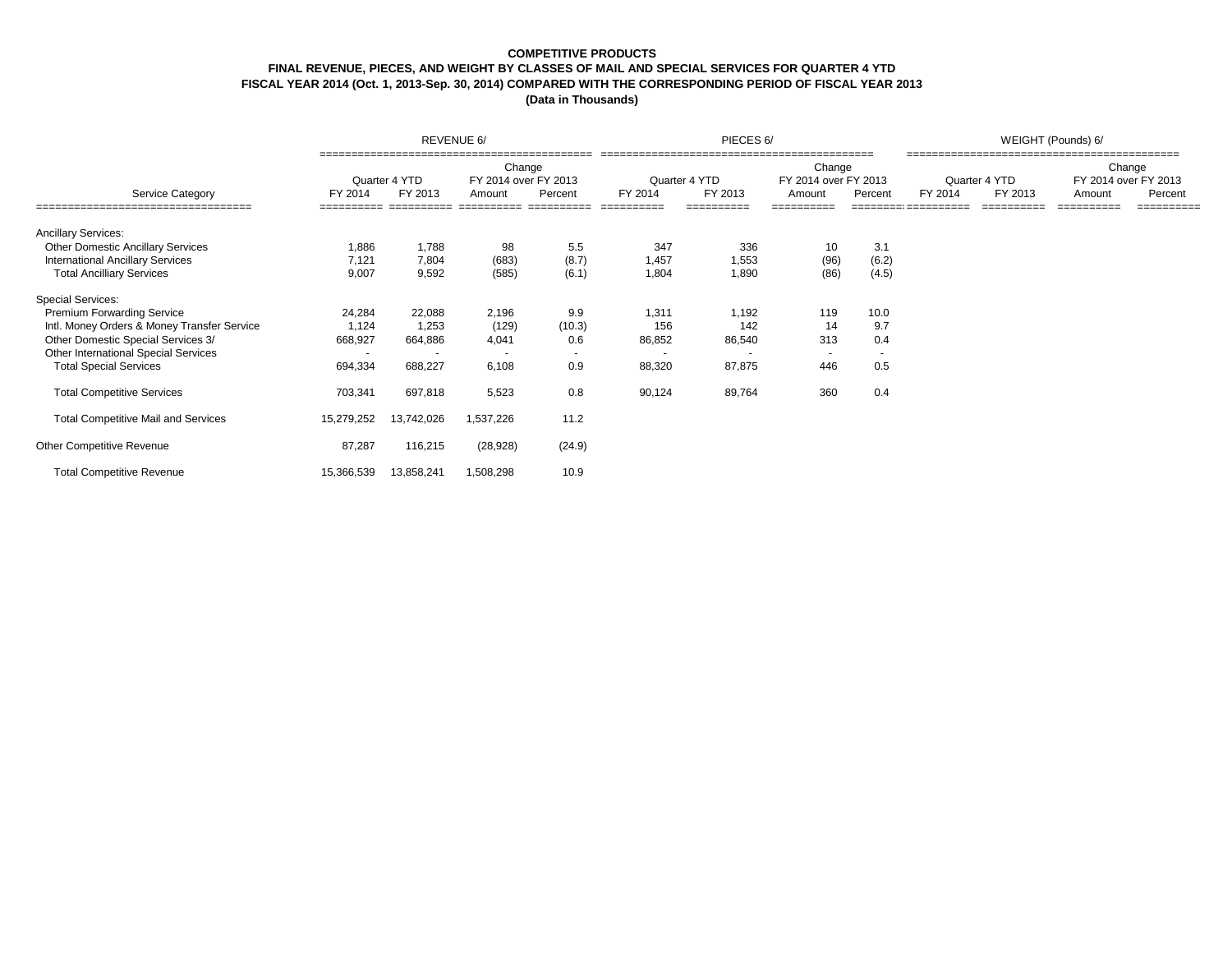**COMPETITIVE PRODUCTS**
**FINAL REVENUE, PIECES, AND WEIGHT BY CLASSES OF MAIL AND SPECIAL SERVICES FOR QUARTER 4 YTD**
**FISCAL YEAR 2014 (Oct. 1, 2013-Sep. 30, 2014) COMPARED WITH THE CORRESPONDING PERIOD OF FISCAL YEAR 2013**
**(Data in Thousands)**

| | REVENUE 6/ | | | | PIECES 6/ | | | | WEIGHT (Pounds) 6/ | | | |
|---|---|---|---|---|---|---|---|---|---|---|---|---|
| | Quarter 4 YTD | | Change FY 2014 over FY 2013 | | Quarter 4 YTD | | Change FY 2014 over FY 2013 | | Quarter 4 YTD | | Change FY 2014 over FY 2013 | |
| Service Category | FY 2014 | FY 2013 | Amount | Percent | FY 2014 | FY 2013 | Amount | Percent | FY 2014 | FY 2013 | Amount | Percent |
| Ancillary Services: | | | | | | | | | | | | |
| Other Domestic Ancillary Services | 1,886 | 1,788 | 98 | 5.5 | 347 | 336 | 10 | 3.1 | | | | |
| International Ancillary Services | 7,121 | 7,804 | (683) | (8.7) | 1,457 | 1,553 | (96) | (6.2) | | | | |
| Total Ancilliary Services | 9,007 | 9,592 | (585) | (6.1) | 1,804 | 1,890 | (86) | (4.5) | | | | |
| Special Services: | | | | | | | | | | | | |
| Premium Forwarding Service | 24,284 | 22,088 | 2,196 | 9.9 | 1,311 | 1,192 | 119 | 10.0 | | | | |
| Intl. Money Orders & Money Transfer Service | 1,124 | 1,253 | (129) | (10.3) | 156 | 142 | 14 | 9.7 | | | | |
| Other Domestic Special Services 3/ | 668,927 | 664,886 | 4,041 | 0.6 | 86,852 | 86,540 | 313 | 0.4 | | | | |
| Other International Special Services | - | - | - | - | - | - | - | - | | | | |
| Total Special Services | 694,334 | 688,227 | 6,108 | 0.9 | 88,320 | 87,875 | 446 | 0.5 | | | | |
| Total Competitive Services | 703,341 | 697,818 | 5,523 | 0.8 | 90,124 | 89,764 | 360 | 0.4 | | | | |
| Total Competitive Mail and Services | 15,279,252 | 13,742,026 | 1,537,226 | 11.2 | | | | | | | | |
| Other Competitive Revenue | 87,287 | 116,215 | (28,928) | (24.9) | | | | | | | | |
| Total Competitive Revenue | 15,366,539 | 13,858,241 | 1,508,298 | 10.9 | | | | | | | | |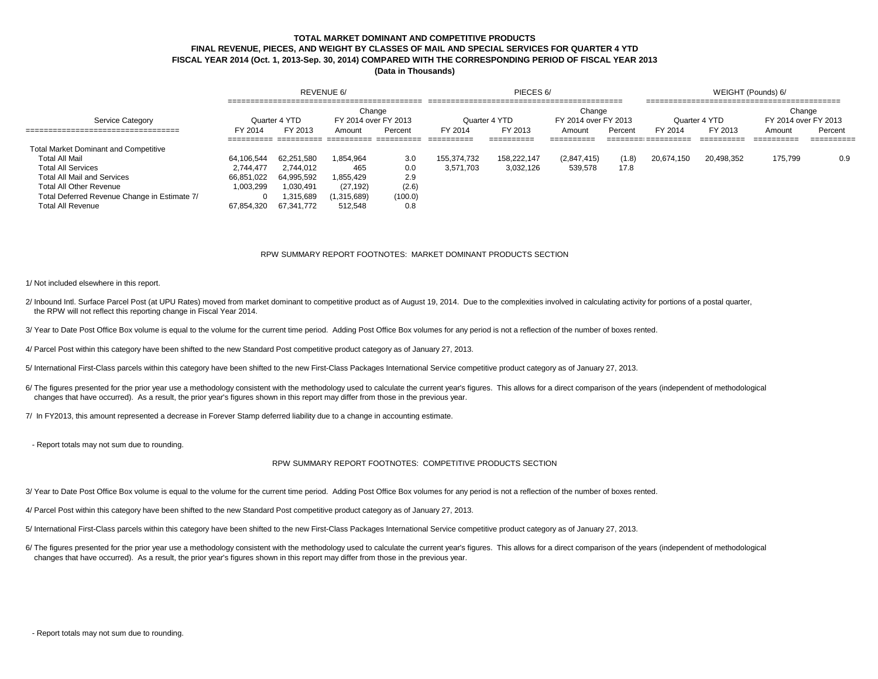**TOTAL MARKET DOMINANT AND COMPETITIVE PRODUCTS**
**FINAL REVENUE, PIECES, AND WEIGHT BY CLASSES OF MAIL AND SPECIAL SERVICES FOR QUARTER 4 YTD**
**FISCAL YEAR 2014 (Oct. 1, 2013-Sep. 30, 2014) COMPARED WITH THE CORRESPONDING PERIOD OF FISCAL YEAR 2013**
**(Data in Thousands)**

| Service Category | REVENUE 6/ | | | | PIECES 6/ | | | | WEIGHT (Pounds) 6/ | | | |
|---|---|---|---|---|---|---|---|---|---|---|---|---|
| | Quarter 4 YTD | | Change FY 2014 over FY 2013 | | Quarter 4 YTD | | Change FY 2014 over FY 2013 | | Quarter 4 YTD | | Change FY 2014 over FY 2013 | |
| | FY 2014 | FY 2013 | Amount | Percent | FY 2014 | FY 2013 | Amount | Percent | FY 2014 | FY 2013 | Amount | Percent |
| Total Market Dominant and Competitive | | | | | | | | | | | | |
| Total All Mail | 64,106,544 | 62,251,580 | 1,854,964 | 3.0 | 155,374,732 | 158,222,147 | (2,847,415) | (1.8) | 20,674,150 | 20,498,352 | 175,799 | 0.9 |
| Total All Services | 2,744,477 | 2,744,012 | 465 | 0.0 | 3,571,703 | 3,032,126 | 539,578 | 17.8 | | | | |
| Total All Mail and Services | 66,851,022 | 64,995,592 | 1,855,429 | 2.9 | | | | | | | | |
| Total All Other Revenue | 1,003,299 | 1,030,491 | (27,192) | (2.6) | | | | | | | | |
| Total Deferred Revenue Change in Estimate 7/ | 0 | 1,315,689 | (1,315,689) | (100.0) | | | | | | | | |
| Total All Revenue | 67,854,320 | 67,341,772 | 512,548 | 0.8 | | | | | | | | |

RPW SUMMARY REPORT FOOTNOTES: MARKET DOMINANT PRODUCTS SECTION

1/ Not included elsewhere in this report.

2/ Inbound Intl. Surface Parcel Post (at UPU Rates) moved from market dominant to competitive product as of August 19, 2014. Due to the complexities involved in calculating activity for portions of a postal quarter, the RPW will not reflect this reporting change in Fiscal Year 2014.

3/ Year to Date Post Office Box volume is equal to the volume for the current time period. Adding Post Office Box volumes for any period is not a reflection of the number of boxes rented.

4/ Parcel Post within this category have been shifted to the new Standard Post competitive product category as of January 27, 2013.

5/ International First-Class parcels within this category have been shifted to the new First-Class Packages International Service competitive product category as of January 27, 2013.

6/ The figures presented for the prior year use a methodology consistent with the methodology used to calculate the current year's figures. This allows for a direct comparison of the years (independent of methodological changes that have occurred). As a result, the prior year's figures shown in this report may differ from those in the previous year.

7/ In FY2013, this amount represented a decrease in Forever Stamp deferred liability due to a change in accounting estimate.

- Report totals may not sum due to rounding.

RPW SUMMARY REPORT FOOTNOTES: COMPETITIVE PRODUCTS SECTION

3/ Year to Date Post Office Box volume is equal to the volume for the current time period. Adding Post Office Box volumes for any period is not a reflection of the number of boxes rented.

4/ Parcel Post within this category have been shifted to the new Standard Post competitive product category as of January 27, 2013.

5/ International First-Class parcels within this category have been shifted to the new First-Class Packages International Service competitive product category as of January 27, 2013.

6/ The figures presented for the prior year use a methodology consistent with the methodology used to calculate the current year's figures. This allows for a direct comparison of the years (independent of methodological changes that have occurred). As a result, the prior year's figures shown in this report may differ from those in the previous year.

- Report totals may not sum due to rounding.